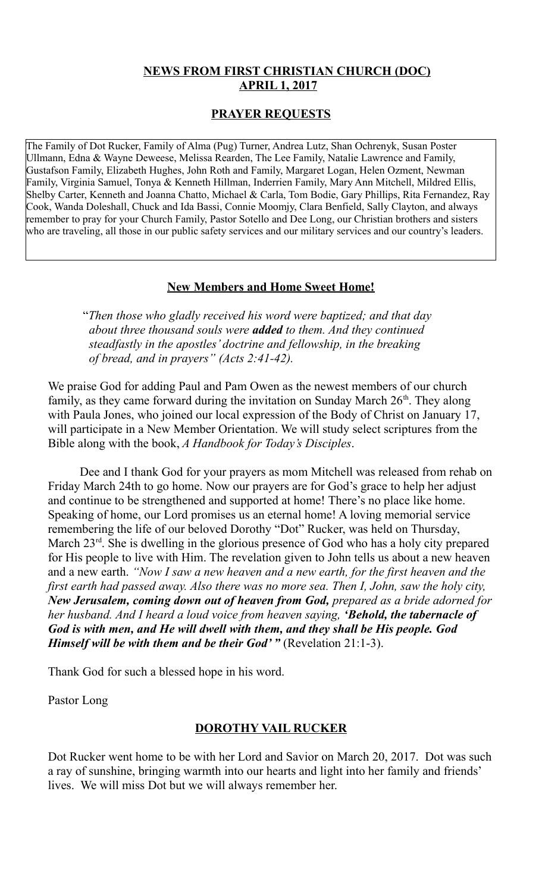# NEWS FROM FIRST CHRISTIAN CHURCH (DOC)
## APRIL 1, 2017

## PRAYER REQUESTS

The Family of Dot Rucker, Family of Alma (Pug) Turner, Andrea Lutz, Shan Ochrenyk, Susan Poster Ullmann, Edna & Wayne Deweese, Melissa Rearden, The Lee Family, Natalie Lawrence and Family, Gustafson Family, Elizabeth Hughes, John Roth and Family, Margaret Logan, Helen Ozment, Newman Family, Virginia Samuel, Tonya & Kenneth Hillman, Inderrien Family, Mary Ann Mitchell, Mildred Ellis, Shelby Carter, Kenneth and Joanna Chatto, Michael & Carla, Tom Bodie, Gary Phillips, Rita Fernandez, Ray Cook, Wanda Doleshall, Chuck and Ida Bassi, Connie Moomjy, Clara Benfield, Sally Clayton, and always remember to pray for your Church Family, Pastor Sotello and Dee Long, our Christian brothers and sisters who are traveling, all those in our public safety services and our military services and our country's leaders.

## New Members and Home Sweet Home!

"*Then those who gladly received his word were baptized; and that day about three thousand souls were* ***added*** *to them. And they continued steadfastly in the apostles' doctrine and fellowship, in the breaking of bread, and in prayers" (Acts 2:41-42).*

We praise God for adding Paul and Pam Owen as the newest members of our church family, as they came forward during the invitation on Sunday March 26th. They along with Paula Jones, who joined our local expression of the Body of Christ on January 17, will participate in a New Member Orientation. We will study select scriptures from the Bible along with the book, *A Handbook for Today's Disciples*.

Dee and I thank God for your prayers as mom Mitchell was released from rehab on Friday March 24th to go home. Now our prayers are for God's grace to help her adjust and continue to be strengthened and supported at home! There's no place like home. Speaking of home, our Lord promises us an eternal home! A loving memorial service remembering the life of our beloved Dorothy "Dot" Rucker, was held on Thursday, March 23rd. She is dwelling in the glorious presence of God who has a holy city prepared for His people to live with Him. The revelation given to John tells us about a new heaven and a new earth. *"Now I saw a new heaven and a new earth, for the first heaven and the first earth had passed away. Also there was no more sea. Then I, John, saw the holy city,* ***New Jerusalem, coming down out of heaven from God,*** *prepared as a bride adorned for her husband. And I heard a loud voice from heaven saying,* ***'Behold, the tabernacle of God is with men, and He will dwell with them, and they shall be His people. God Himself will be with them and be their God' "*** (Revelation 21:1-3).

Thank God for such a blessed hope in his word.

Pastor Long

## DOROTHY VAIL RUCKER

Dot Rucker went home to be with her Lord and Savior on March 20, 2017. Dot was such a ray of sunshine, bringing warmth into our hearts and light into her family and friends' lives. We will miss Dot but we will always remember her.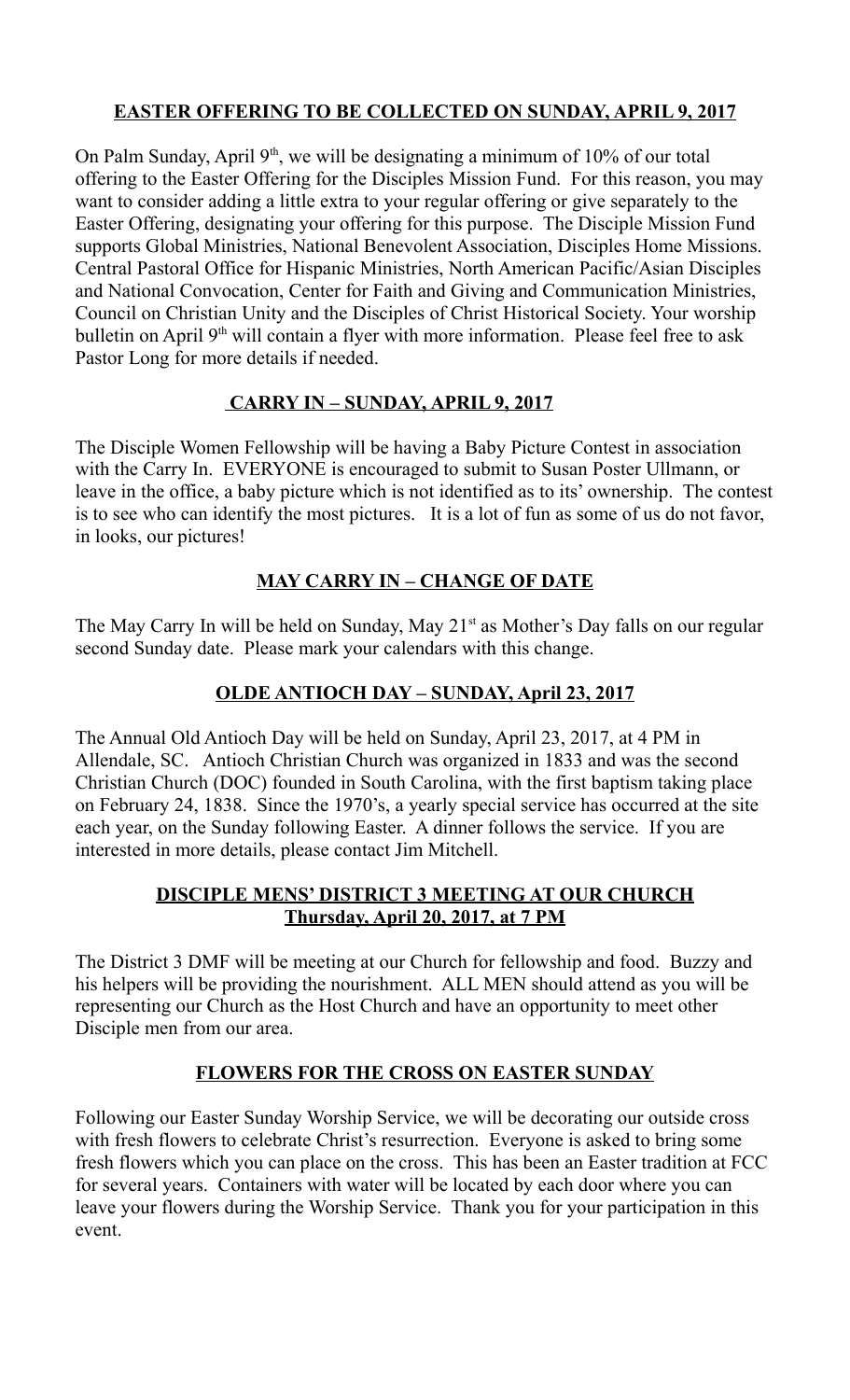## EASTER OFFERING TO BE COLLECTED ON SUNDAY, APRIL 9, 2017

On Palm Sunday, April 9th, we will be designating a minimum of 10% of our total offering to the Easter Offering for the Disciples Mission Fund. For this reason, you may want to consider adding a little extra to your regular offering or give separately to the Easter Offering, designating your offering for this purpose. The Disciple Mission Fund supports Global Ministries, National Benevolent Association, Disciples Home Missions. Central Pastoral Office for Hispanic Ministries, North American Pacific/Asian Disciples and National Convocation, Center for Faith and Giving and Communication Ministries, Council on Christian Unity and the Disciples of Christ Historical Society. Your worship bulletin on April 9th will contain a flyer with more information. Please feel free to ask Pastor Long for more details if needed.

## CARRY IN – SUNDAY, APRIL 9, 2017

The Disciple Women Fellowship will be having a Baby Picture Contest in association with the Carry In. EVERYONE is encouraged to submit to Susan Poster Ullmann, or leave in the office, a baby picture which is not identified as to its' ownership. The contest is to see who can identify the most pictures. It is a lot of fun as some of us do not favor, in looks, our pictures!

## MAY CARRY IN – CHANGE OF DATE

The May Carry In will be held on Sunday, May 21st as Mother's Day falls on our regular second Sunday date. Please mark your calendars with this change.

## OLDE ANTIOCH DAY – SUNDAY, April 23, 2017

The Annual Old Antioch Day will be held on Sunday, April 23, 2017, at 4 PM in Allendale, SC. Antioch Christian Church was organized in 1833 and was the second Christian Church (DOC) founded in South Carolina, with the first baptism taking place on February 24, 1838. Since the 1970's, a yearly special service has occurred at the site each year, on the Sunday following Easter. A dinner follows the service. If you are interested in more details, please contact Jim Mitchell.

## DISCIPLE MENS' DISTRICT 3 MEETING AT OUR CHURCH
## Thursday, April 20, 2017, at 7 PM

The District 3 DMF will be meeting at our Church for fellowship and food. Buzzy and his helpers will be providing the nourishment. ALL MEN should attend as you will be representing our Church as the Host Church and have an opportunity to meet other Disciple men from our area.

## FLOWERS FOR THE CROSS ON EASTER SUNDAY

Following our Easter Sunday Worship Service, we will be decorating our outside cross with fresh flowers to celebrate Christ's resurrection. Everyone is asked to bring some fresh flowers which you can place on the cross. This has been an Easter tradition at FCC for several years. Containers with water will be located by each door where you can leave your flowers during the Worship Service. Thank you for your participation in this event.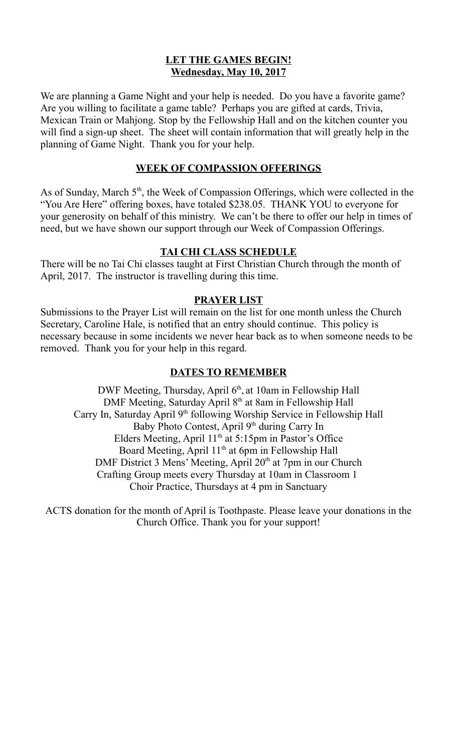**LET THE GAMES BEGIN!**
**Wednesday, May 10, 2017**

We are planning a Game Night and your help is needed. Do you have a favorite game? Are you willing to facilitate a game table? Perhaps you are gifted at cards, Trivia, Mexican Train or Mahjong. Stop by the Fellowship Hall and on the kitchen counter you will find a sign-up sheet. The sheet will contain information that will greatly help in the planning of Game Night. Thank you for your help.

**WEEK OF COMPASSION OFFERINGS**

As of Sunday, March 5th, the Week of Compassion Offerings, which were collected in the "You Are Here" offering boxes, have totaled $238.05. THANK YOU to everyone for your generosity on behalf of this ministry. We can't be there to offer our help in times of need, but we have shown our support through our Week of Compassion Offerings.

**TAI CHI CLASS SCHEDULE**

There will be no Tai Chi classes taught at First Christian Church through the month of April, 2017. The instructor is travelling during this time.

**PRAYER LIST**

Submissions to the Prayer List will remain on the list for one month unless the Church Secretary, Caroline Hale, is notified that an entry should continue. This policy is necessary because in some incidents we never hear back as to when someone needs to be removed. Thank you for your help in this regard.

**DATES TO REMEMBER**

DWF Meeting, Thursday, April 6th, at 10am in Fellowship Hall
DMF Meeting, Saturday April 8th at 8am in Fellowship Hall
Carry In, Saturday April 9th following Worship Service in Fellowship Hall
Baby Photo Contest, April 9th during Carry In
Elders Meeting, April 11th at 5:15pm in Pastor's Office
Board Meeting, April 11th at 6pm in Fellowship Hall
DMF District 3 Mens' Meeting, April 20th at 7pm in our Church
Crafting Group meets every Thursday at 10am in Classroom 1
Choir Practice, Thursdays at 4 pm in Sanctuary

ACTS donation for the month of April is Toothpaste. Please leave your donations in the Church Office. Thank you for your support!